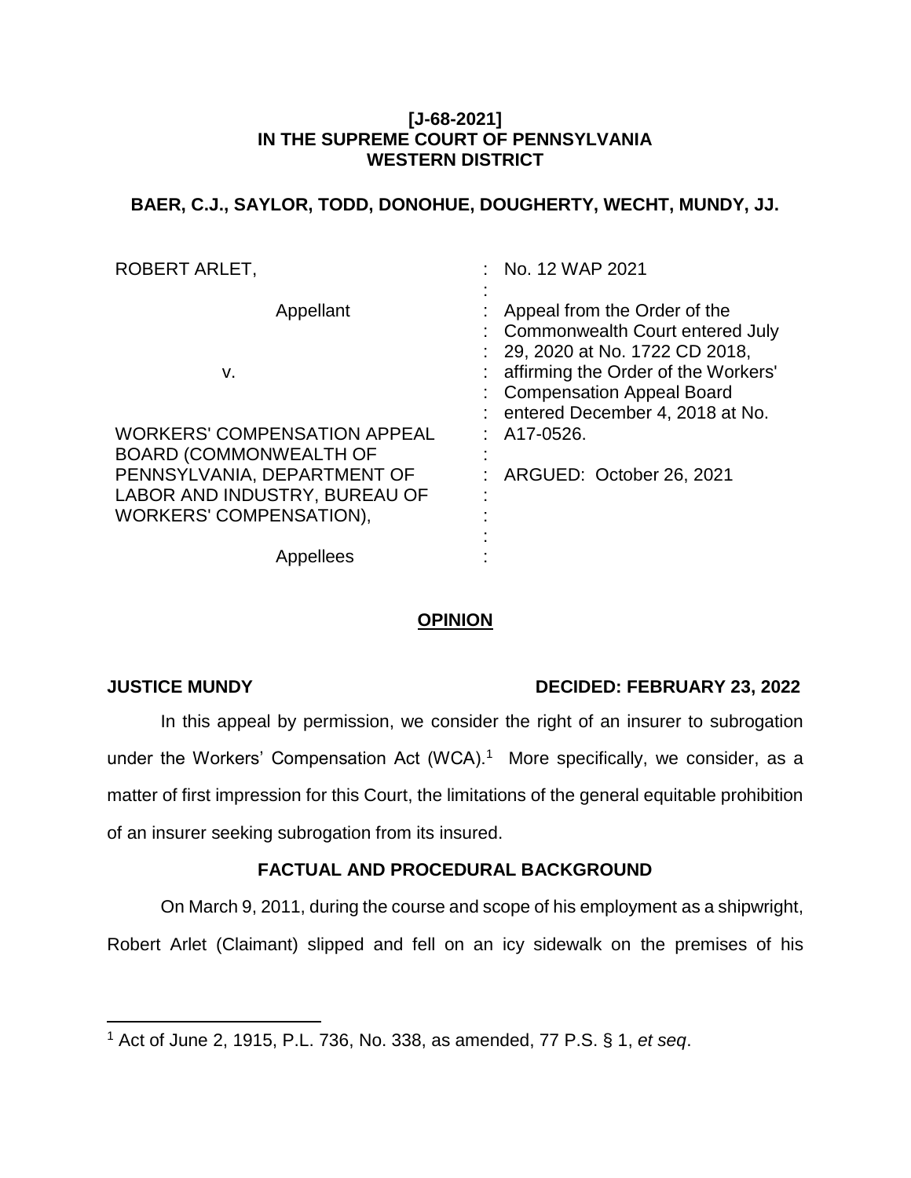**[J-68-2021]**
**IN THE SUPREME COURT OF PENNSYLVANIA**
**WESTERN DISTRICT**

**BAER, C.J., SAYLOR, TODD, DONOHUE, DOUGHERTY, WECHT, MUNDY, JJ.**

| | |
|---|---|
| ROBERT ARLET,<br><br>Appellant<br><br>v.<br><br>WORKERS' COMPENSATION APPEAL BOARD (COMMONWEALTH OF PENNSYLVANIA, DEPARTMENT OF LABOR AND INDUSTRY, BUREAU OF WORKERS' COMPENSATION),<br><br>Appellees | No. 12 WAP 2021<br><br>Appeal from the Order of the Commonwealth Court entered July 29, 2020 at No. 1722 CD 2018, affirming the Order of the Workers' Compensation Appeal Board entered December 4, 2018 at No. A17-0526.<br><br>ARGUED: October 26, 2021 |

## OPINION

**JUSTICE MUNDY** **DECIDED: FEBRUARY 23, 2022**

In this appeal by permission, we consider the right of an insurer to subrogation under the Workers' Compensation Act (WCA).[1] More specifically, we consider, as a matter of first impression for this Court, the limitations of the general equitable prohibition of an insurer seeking subrogation from its insured.

### FACTUAL AND PROCEDURAL BACKGROUND

On March 9, 2011, during the course and scope of his employment as a shipwright, Robert Arlet (Claimant) slipped and fell on an icy sidewalk on the premises of his

[1] Act of June 2, 1915, P.L. 736, No. 338, as amended, 77 P.S. § 1, *et seq*.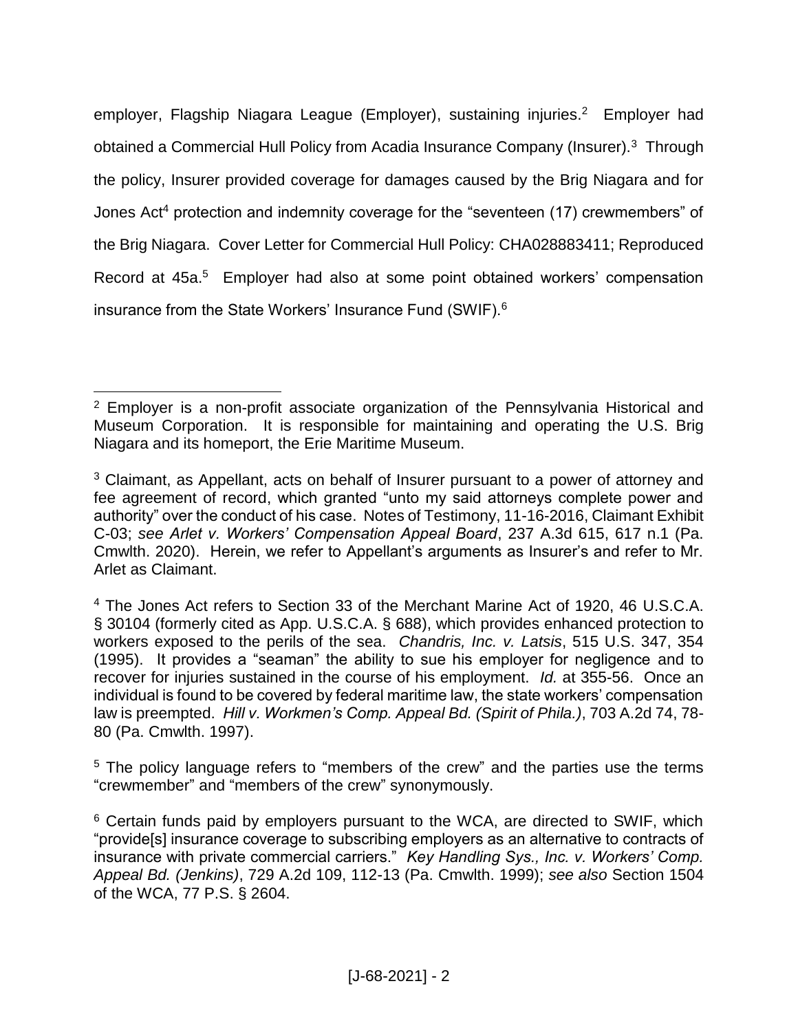employer, Flagship Niagara League (Employer), sustaining injuries.[2] Employer had obtained a Commercial Hull Policy from Acadia Insurance Company (Insurer).[3] Through the policy, Insurer provided coverage for damages caused by the Brig Niagara and for Jones Act[4] protection and indemnity coverage for the "seventeen (17) crewmembers" of the Brig Niagara. Cover Letter for Commercial Hull Policy: CHA028883411; Reproduced Record at 45a.[5] Employer had also at some point obtained workers' compensation insurance from the State Workers' Insurance Fund (SWIF).[6]

---

[2] Employer is a non-profit associate organization of the Pennsylvania Historical and Museum Corporation. It is responsible for maintaining and operating the U.S. Brig Niagara and its homeport, the Erie Maritime Museum.

[3] Claimant, as Appellant, acts on behalf of Insurer pursuant to a power of attorney and fee agreement of record, which granted "unto my said attorneys complete power and authority" over the conduct of his case. Notes of Testimony, 11-16-2016, Claimant Exhibit C-03; *see Arlet v. Workers' Compensation Appeal Board*, 237 A.3d 615, 617 n.1 (Pa. Cmwlth. 2020). Herein, we refer to Appellant's arguments as Insurer's and refer to Mr. Arlet as Claimant.

[4] The Jones Act refers to Section 33 of the Merchant Marine Act of 1920, 46 U.S.C.A. § 30104 (formerly cited as App. U.S.C.A. § 688), which provides enhanced protection to workers exposed to the perils of the sea. *Chandris, Inc. v. Latsis*, 515 U.S. 347, 354 (1995). It provides a "seaman" the ability to sue his employer for negligence and to recover for injuries sustained in the course of his employment. *Id.* at 355-56. Once an individual is found to be covered by federal maritime law, the state workers' compensation law is preempted. *Hill v. Workmen's Comp. Appeal Bd. (Spirit of Phila.)*, 703 A.2d 74, 78-80 (Pa. Cmwlth. 1997).

[5] The policy language refers to "members of the crew" and the parties use the terms "crewmember" and "members of the crew" synonymously.

[6] Certain funds paid by employers pursuant to the WCA, are directed to SWIF, which "provide[s] insurance coverage to subscribing employers as an alternative to contracts of insurance with private commercial carriers." *Key Handling Sys., Inc. v. Workers' Comp. Appeal Bd. (Jenkins)*, 729 A.2d 109, 112-13 (Pa. Cmwlth. 1999); *see also* Section 1504 of the WCA, 77 P.S. § 2604.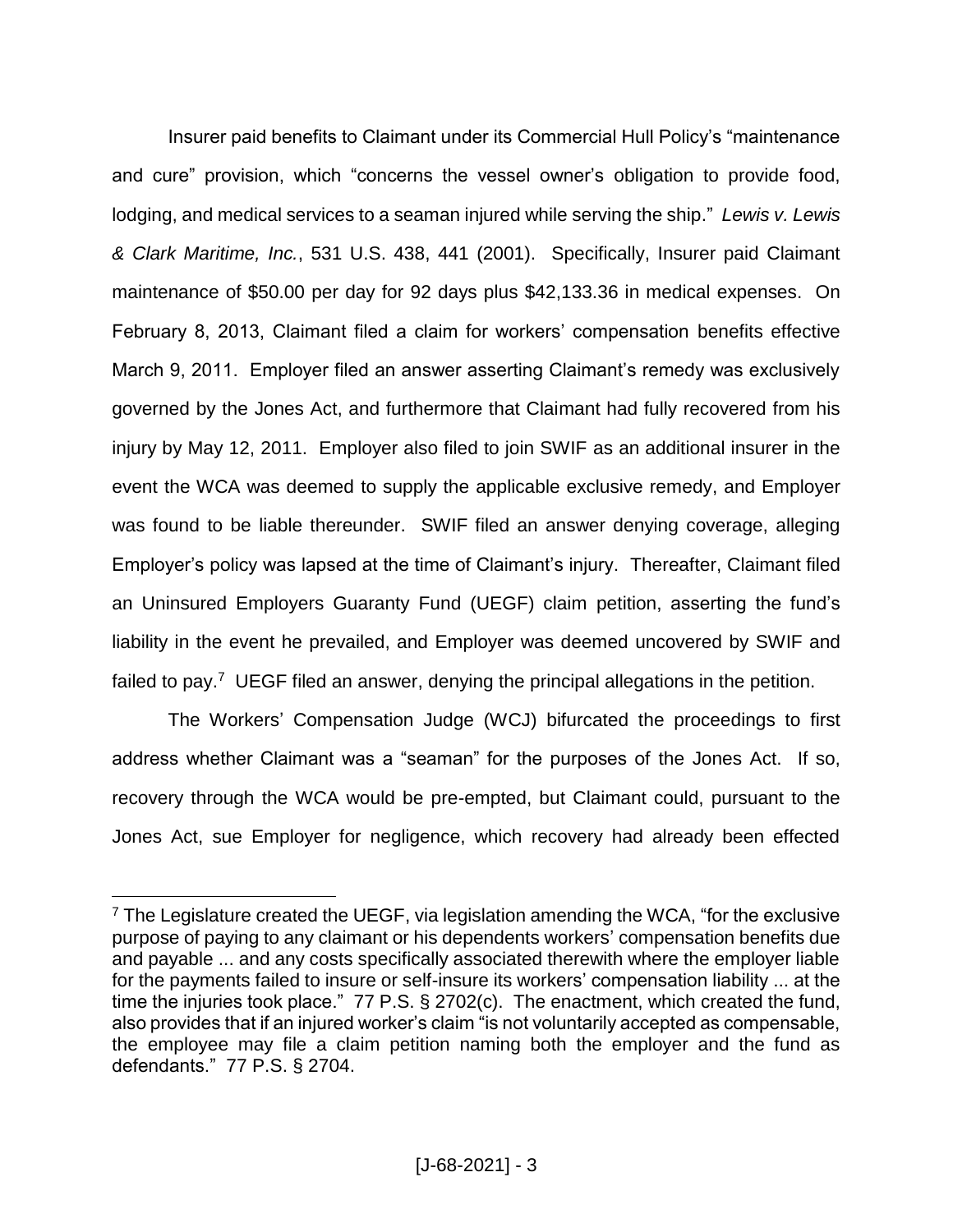Insurer paid benefits to Claimant under its Commercial Hull Policy's "maintenance and cure" provision, which "concerns the vessel owner's obligation to provide food, lodging, and medical services to a seaman injured while serving the ship." *Lewis v. Lewis & Clark Maritime, Inc.*, 531 U.S. 438, 441 (2001). Specifically, Insurer paid Claimant maintenance of $50.00 per day for 92 days plus $42,133.36 in medical expenses. On February 8, 2013, Claimant filed a claim for workers' compensation benefits effective March 9, 2011. Employer filed an answer asserting Claimant's remedy was exclusively governed by the Jones Act, and furthermore that Claimant had fully recovered from his injury by May 12, 2011. Employer also filed to join SWIF as an additional insurer in the event the WCA was deemed to supply the applicable exclusive remedy, and Employer was found to be liable thereunder. SWIF filed an answer denying coverage, alleging Employer's policy was lapsed at the time of Claimant's injury. Thereafter, Claimant filed an Uninsured Employers Guaranty Fund (UEGF) claim petition, asserting the fund's liability in the event he prevailed, and Employer was deemed uncovered by SWIF and failed to pay.[7] UEGF filed an answer, denying the principal allegations in the petition.

The Workers' Compensation Judge (WCJ) bifurcated the proceedings to first address whether Claimant was a "seaman" for the purposes of the Jones Act. If so, recovery through the WCA would be pre-empted, but Claimant could, pursuant to the Jones Act, sue Employer for negligence, which recovery had already been effected

---

[7] The Legislature created the UEGF, via legislation amending the WCA, "for the exclusive purpose of paying to any claimant or his dependents workers' compensation benefits due and payable ... and any costs specifically associated therewith where the employer liable for the payments failed to insure or self-insure its workers' compensation liability ... at the time the injuries took place." 77 P.S. § 2702(c). The enactment, which created the fund, also provides that if an injured worker's claim "is not voluntarily accepted as compensable, the employee may file a claim petition naming both the employer and the fund as defendants." 77 P.S. § 2704.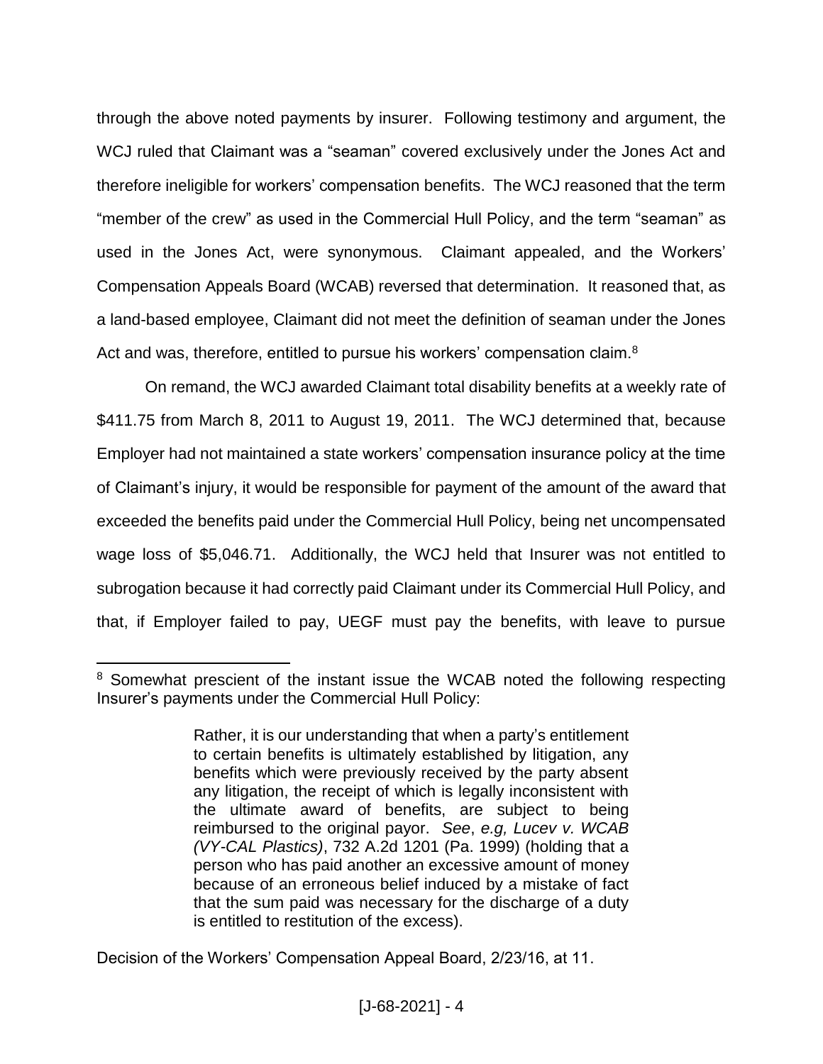through the above noted payments by insurer. Following testimony and argument, the WCJ ruled that Claimant was a "seaman" covered exclusively under the Jones Act and therefore ineligible for workers' compensation benefits. The WCJ reasoned that the term "member of the crew" as used in the Commercial Hull Policy, and the term "seaman" as used in the Jones Act, were synonymous. Claimant appealed, and the Workers' Compensation Appeals Board (WCAB) reversed that determination. It reasoned that, as a land-based employee, Claimant did not meet the definition of seaman under the Jones Act and was, therefore, entitled to pursue his workers' compensation claim.[8]

On remand, the WCJ awarded Claimant total disability benefits at a weekly rate of $411.75 from March 8, 2011 to August 19, 2011. The WCJ determined that, because Employer had not maintained a state workers' compensation insurance policy at the time of Claimant's injury, it would be responsible for payment of the amount of the award that exceeded the benefits paid under the Commercial Hull Policy, being net uncompensated wage loss of $5,046.71. Additionally, the WCJ held that Insurer was not entitled to subrogation because it had correctly paid Claimant under its Commercial Hull Policy, and that, if Employer failed to pay, UEGF must pay the benefits, with leave to pursue

---

[8] Somewhat prescient of the instant issue the WCAB noted the following respecting Insurer's payments under the Commercial Hull Policy:

> Rather, it is our understanding that when a party's entitlement to certain benefits is ultimately established by litigation, any benefits which were previously received by the party absent any litigation, the receipt of which is legally inconsistent with the ultimate award of benefits, are subject to being reimbursed to the original payor. *See*, *e.g, Lucev v. WCAB (VY-CAL Plastics)*, 732 A.2d 1201 (Pa. 1999) (holding that a person who has paid another an excessive amount of money because of an erroneous belief induced by a mistake of fact that the sum paid was necessary for the discharge of a duty is entitled to restitution of the excess).

Decision of the Workers' Compensation Appeal Board, 2/23/16, at 11.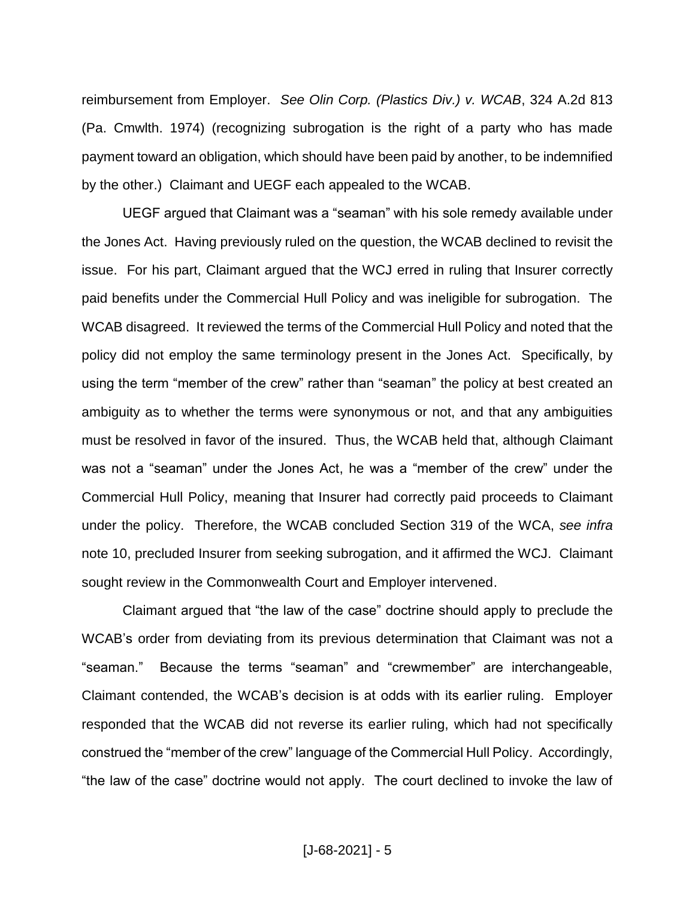reimbursement from Employer. *See Olin Corp. (Plastics Div.) v. WCAB*, 324 A.2d 813 (Pa. Cmwlth. 1974) (recognizing subrogation is the right of a party who has made payment toward an obligation, which should have been paid by another, to be indemnified by the other.) Claimant and UEGF each appealed to the WCAB.

UEGF argued that Claimant was a "seaman" with his sole remedy available under the Jones Act. Having previously ruled on the question, the WCAB declined to revisit the issue. For his part, Claimant argued that the WCJ erred in ruling that Insurer correctly paid benefits under the Commercial Hull Policy and was ineligible for subrogation. The WCAB disagreed. It reviewed the terms of the Commercial Hull Policy and noted that the policy did not employ the same terminology present in the Jones Act. Specifically, by using the term "member of the crew" rather than "seaman" the policy at best created an ambiguity as to whether the terms were synonymous or not, and that any ambiguities must be resolved in favor of the insured. Thus, the WCAB held that, although Claimant was not a "seaman" under the Jones Act, he was a "member of the crew" under the Commercial Hull Policy, meaning that Insurer had correctly paid proceeds to Claimant under the policy. Therefore, the WCAB concluded Section 319 of the WCA, *see infra* note 10, precluded Insurer from seeking subrogation, and it affirmed the WCJ. Claimant sought review in the Commonwealth Court and Employer intervened.

Claimant argued that "the law of the case" doctrine should apply to preclude the WCAB's order from deviating from its previous determination that Claimant was not a "seaman." Because the terms "seaman" and "crewmember" are interchangeable, Claimant contended, the WCAB's decision is at odds with its earlier ruling. Employer responded that the WCAB did not reverse its earlier ruling, which had not specifically construed the "member of the crew" language of the Commercial Hull Policy. Accordingly, "the law of the case" doctrine would not apply. The court declined to invoke the law of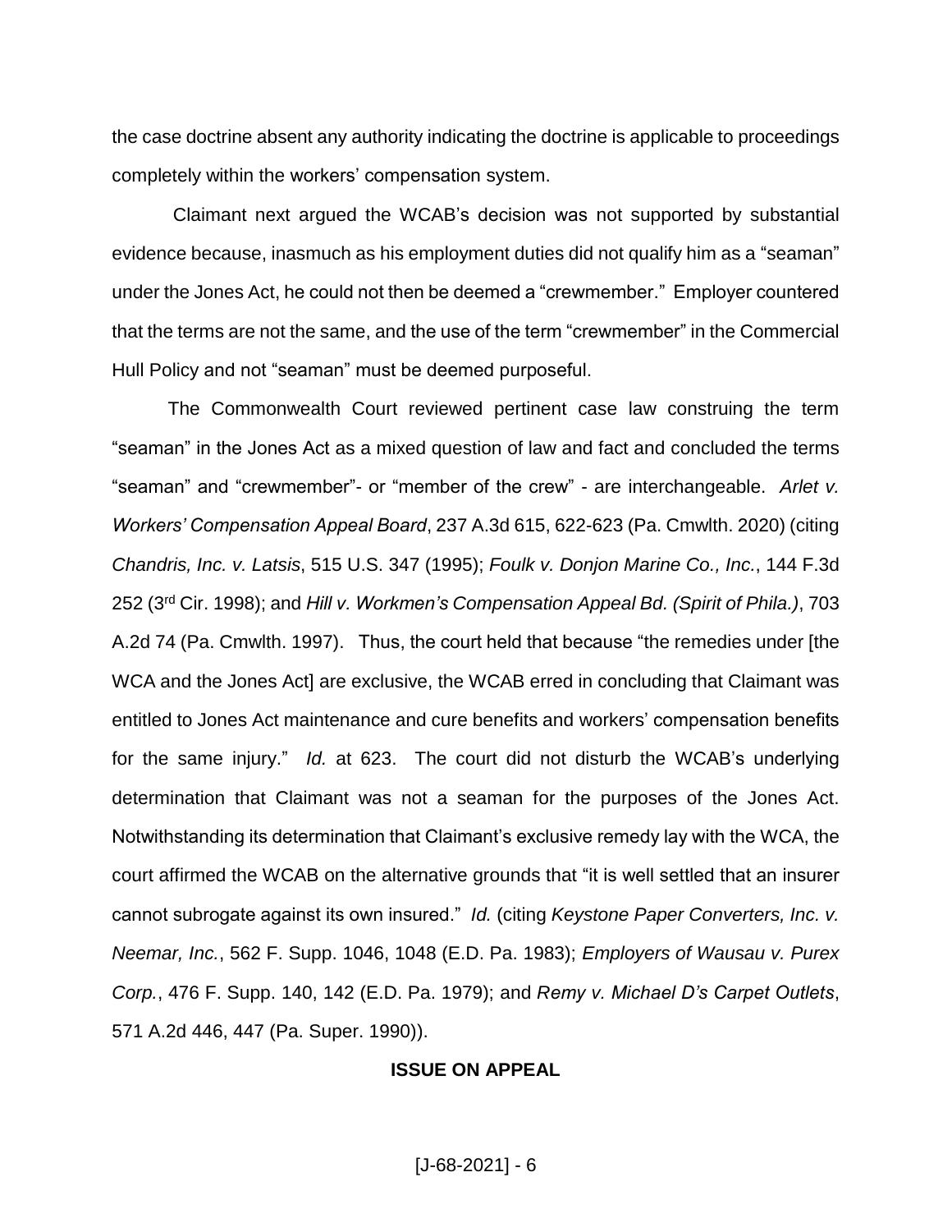the case doctrine absent any authority indicating the doctrine is applicable to proceedings completely within the workers' compensation system.

Claimant next argued the WCAB's decision was not supported by substantial evidence because, inasmuch as his employment duties did not qualify him as a "seaman" under the Jones Act, he could not then be deemed a "crewmember." Employer countered that the terms are not the same, and the use of the term "crewmember" in the Commercial Hull Policy and not "seaman" must be deemed purposeful.

The Commonwealth Court reviewed pertinent case law construing the term "seaman" in the Jones Act as a mixed question of law and fact and concluded the terms "seaman" and "crewmember"- or "member of the crew" - are interchangeable. *Arlet v. Workers' Compensation Appeal Board*, 237 A.3d 615, 622-623 (Pa. Cmwlth. 2020) (citing *Chandris, Inc. v. Latsis*, 515 U.S. 347 (1995); *Foulk v. Donjon Marine Co., Inc.*, 144 F.3d 252 (3rd Cir. 1998); and *Hill v. Workmen's Compensation Appeal Bd. (Spirit of Phila.)*, 703 A.2d 74 (Pa. Cmwlth. 1997). Thus, the court held that because "the remedies under [the WCA and the Jones Act] are exclusive, the WCAB erred in concluding that Claimant was entitled to Jones Act maintenance and cure benefits and workers' compensation benefits for the same injury." *Id.* at 623. The court did not disturb the WCAB's underlying determination that Claimant was not a seaman for the purposes of the Jones Act. Notwithstanding its determination that Claimant's exclusive remedy lay with the WCA, the court affirmed the WCAB on the alternative grounds that "it is well settled that an insurer cannot subrogate against its own insured." *Id.* (citing *Keystone Paper Converters, Inc. v. Neemar, Inc.*, 562 F. Supp. 1046, 1048 (E.D. Pa. 1983); *Employers of Wausau v. Purex Corp.*, 476 F. Supp. 140, 142 (E.D. Pa. 1979); and *Remy v. Michael D's Carpet Outlets*, 571 A.2d 446, 447 (Pa. Super. 1990)).

## ISSUE ON APPEAL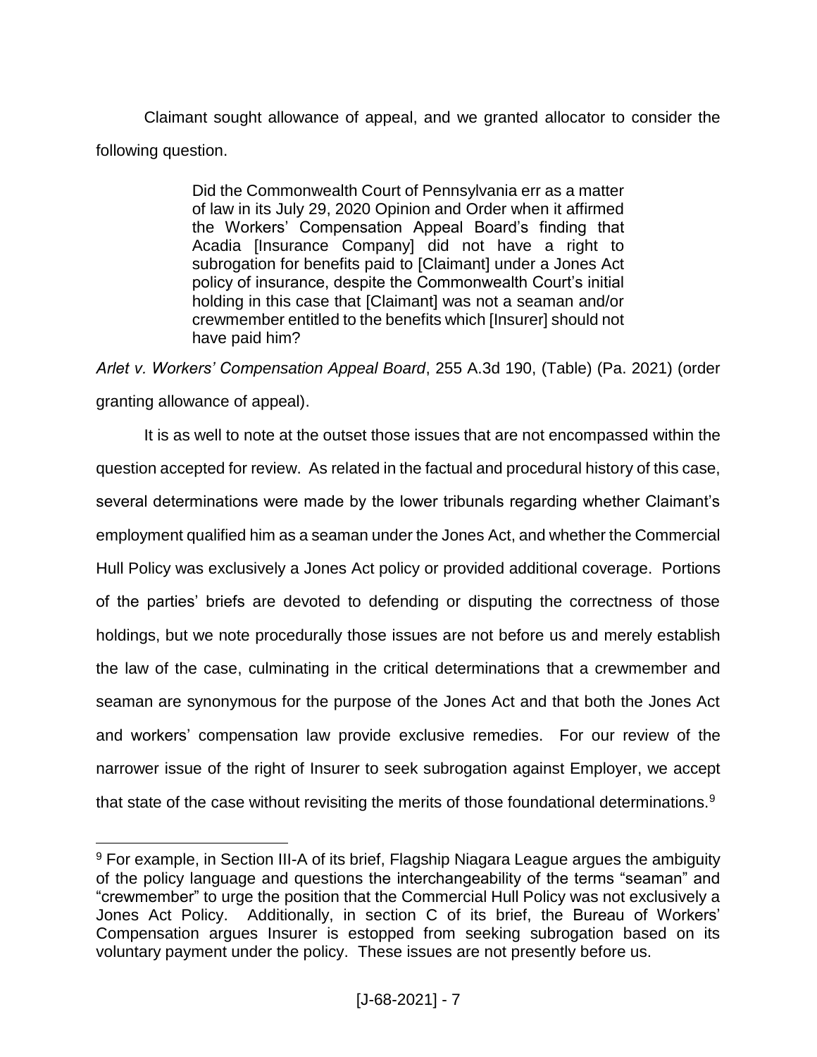Claimant sought allowance of appeal, and we granted allocator to consider the following question.

> Did the Commonwealth Court of Pennsylvania err as a matter of law in its July 29, 2020 Opinion and Order when it affirmed the Workers' Compensation Appeal Board's finding that Acadia [Insurance Company] did not have a right to subrogation for benefits paid to [Claimant] under a Jones Act policy of insurance, despite the Commonwealth Court's initial holding in this case that [Claimant] was not a seaman and/or crewmember entitled to the benefits which [Insurer] should not have paid him?

*Arlet v. Workers' Compensation Appeal Board*, 255 A.3d 190, (Table) (Pa. 2021) (order granting allowance of appeal).

It is as well to note at the outset those issues that are not encompassed within the question accepted for review. As related in the factual and procedural history of this case, several determinations were made by the lower tribunals regarding whether Claimant's employment qualified him as a seaman under the Jones Act, and whether the Commercial Hull Policy was exclusively a Jones Act policy or provided additional coverage. Portions of the parties' briefs are devoted to defending or disputing the correctness of those holdings, but we note procedurally those issues are not before us and merely establish the law of the case, culminating in the critical determinations that a crewmember and seaman are synonymous for the purpose of the Jones Act and that both the Jones Act and workers' compensation law provide exclusive remedies. For our review of the narrower issue of the right of Insurer to seek subrogation against Employer, we accept that state of the case without revisiting the merits of those foundational determinations.[9]

---

[9] For example, in Section III-A of its brief, Flagship Niagara League argues the ambiguity of the policy language and questions the interchangeability of the terms "seaman" and "crewmember" to urge the position that the Commercial Hull Policy was not exclusively a Jones Act Policy. Additionally, in section C of its brief, the Bureau of Workers' Compensation argues Insurer is estopped from seeking subrogation based on its voluntary payment under the policy. These issues are not presently before us.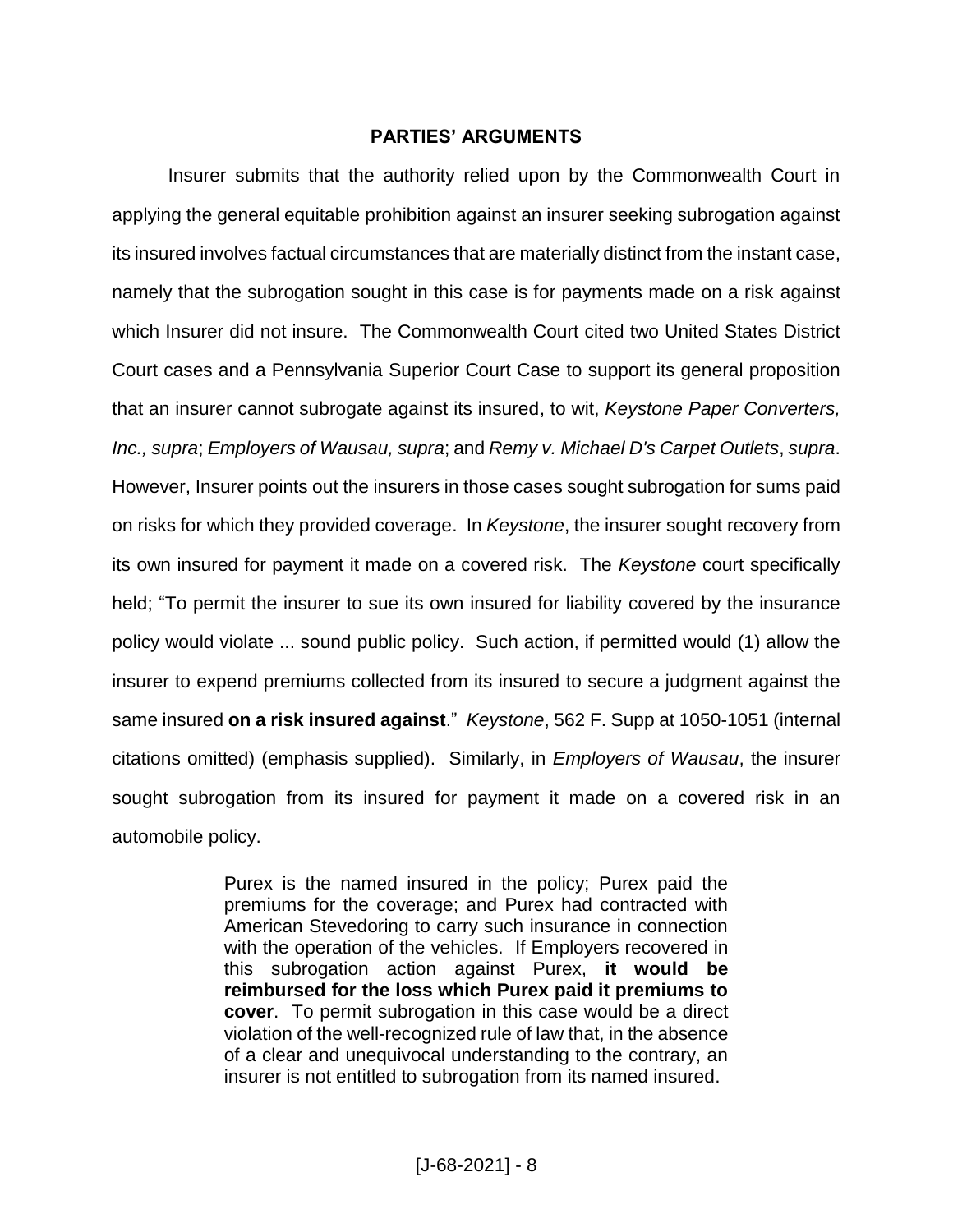## PARTIES' ARGUMENTS

Insurer submits that the authority relied upon by the Commonwealth Court in applying the general equitable prohibition against an insurer seeking subrogation against its insured involves factual circumstances that are materially distinct from the instant case, namely that the subrogation sought in this case is for payments made on a risk against which Insurer did not insure. The Commonwealth Court cited two United States District Court cases and a Pennsylvania Superior Court Case to support its general proposition that an insurer cannot subrogate against its insured, to wit, *Keystone Paper Converters, Inc., supra*; *Employers of Wausau, supra*; and *Remy v. Michael D's Carpet Outlets*, *supra*. However, Insurer points out the insurers in those cases sought subrogation for sums paid on risks for which they provided coverage. In *Keystone*, the insurer sought recovery from its own insured for payment it made on a covered risk. The *Keystone* court specifically held; "To permit the insurer to sue its own insured for liability covered by the insurance policy would violate ... sound public policy. Such action, if permitted would (1) allow the insurer to expend premiums collected from its insured to secure a judgment against the same insured **on a risk insured against**." *Keystone*, 562 F. Supp at 1050-1051 (internal citations omitted) (emphasis supplied). Similarly, in *Employers of Wausau*, the insurer sought subrogation from its insured for payment it made on a covered risk in an automobile policy.

> Purex is the named insured in the policy; Purex paid the premiums for the coverage; and Purex had contracted with American Stevedoring to carry such insurance in connection with the operation of the vehicles. If Employers recovered in this subrogation action against Purex, **it would be reimbursed for the loss which Purex paid it premiums to cover**. To permit subrogation in this case would be a direct violation of the well-recognized rule of law that, in the absence of a clear and unequivocal understanding to the contrary, an insurer is not entitled to subrogation from its named insured.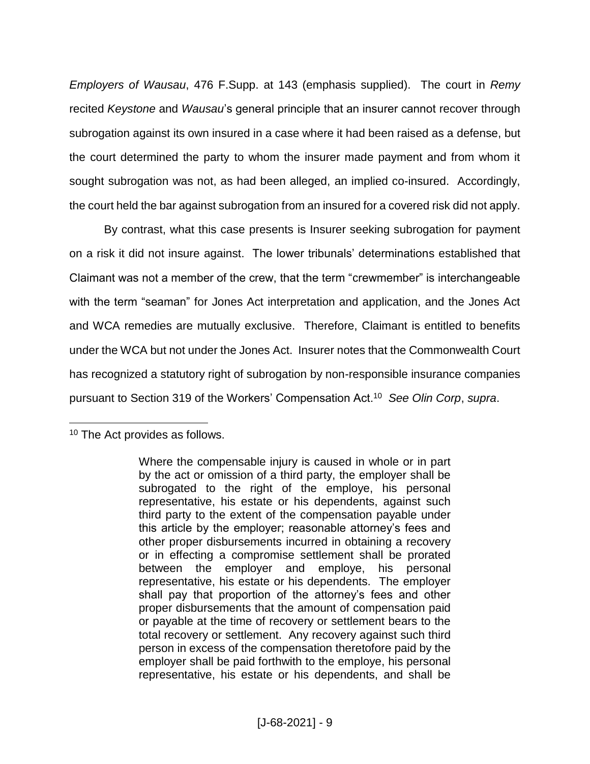*Employers of Wausau*, 476 F.Supp. at 143 (emphasis supplied). The court in *Remy* recited *Keystone* and *Wausau*'s general principle that an insurer cannot recover through subrogation against its own insured in a case where it had been raised as a defense, but the court determined the party to whom the insurer made payment and from whom it sought subrogation was not, as had been alleged, an implied co-insured. Accordingly, the court held the bar against subrogation from an insured for a covered risk did not apply.

By contrast, what this case presents is Insurer seeking subrogation for payment on a risk it did not insure against. The lower tribunals' determinations established that Claimant was not a member of the crew, that the term "crewmember" is interchangeable with the term "seaman" for Jones Act interpretation and application, and the Jones Act and WCA remedies are mutually exclusive. Therefore, Claimant is entitled to benefits under the WCA but not under the Jones Act. Insurer notes that the Commonwealth Court has recognized a statutory right of subrogation by non-responsible insurance companies pursuant to Section 319 of the Workers' Compensation Act.[10] *See Olin Corp*, *supra*.

---

[10] The Act provides as follows.

> Where the compensable injury is caused in whole or in part by the act or omission of a third party, the employer shall be subrogated to the right of the employe, his personal representative, his estate or his dependents, against such third party to the extent of the compensation payable under this article by the employer; reasonable attorney's fees and other proper disbursements incurred in obtaining a recovery or in effecting a compromise settlement shall be prorated between the employer and employe, his personal representative, his estate or his dependents. The employer shall pay that proportion of the attorney's fees and other proper disbursements that the amount of compensation paid or payable at the time of recovery or settlement bears to the total recovery or settlement. Any recovery against such third person in excess of the compensation theretofore paid by the employer shall be paid forthwith to the employe, his personal representative, his estate or his dependents, and shall be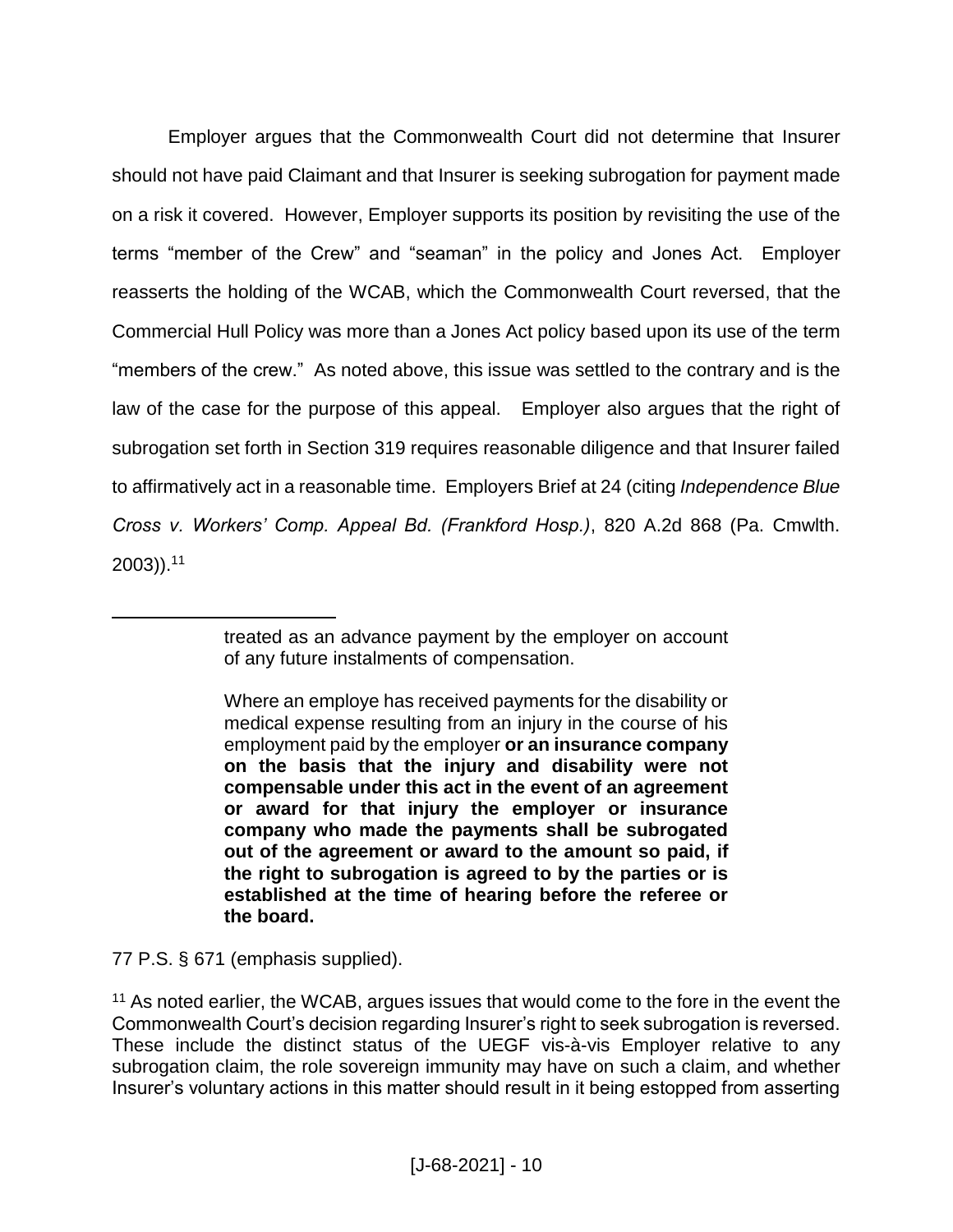Employer argues that the Commonwealth Court did not determine that Insurer should not have paid Claimant and that Insurer is seeking subrogation for payment made on a risk it covered. However, Employer supports its position by revisiting the use of the terms "member of the Crew" and "seaman" in the policy and Jones Act. Employer reasserts the holding of the WCAB, which the Commonwealth Court reversed, that the Commercial Hull Policy was more than a Jones Act policy based upon its use of the term "members of the crew." As noted above, this issue was settled to the contrary and is the law of the case for the purpose of this appeal. Employer also argues that the right of subrogation set forth in Section 319 requires reasonable diligence and that Insurer failed to affirmatively act in a reasonable time. Employers Brief at 24 (citing *Independence Blue Cross v. Workers' Comp. Appeal Bd. (Frankford Hosp.)*, 820 A.2d 868 (Pa. Cmwlth. 2003)).[11]

---

> treated as an advance payment by the employer on account of any future instalments of compensation.
>
> Where an employe has received payments for the disability or medical expense resulting from an injury in the course of his employment paid by the employer **or an insurance company on the basis that the injury and disability were not compensable under this act in the event of an agreement or award for that injury the employer or insurance company who made the payments shall be subrogated out of the agreement or award to the amount so paid, if the right to subrogation is agreed to by the parties or is established at the time of hearing before the referee or the board.**

77 P.S. § 671 (emphasis supplied).

[11] As noted earlier, the WCAB, argues issues that would come to the fore in the event the Commonwealth Court's decision regarding Insurer's right to seek subrogation is reversed. These include the distinct status of the UEGF vis-à-vis Employer relative to any subrogation claim, the role sovereign immunity may have on such a claim, and whether Insurer's voluntary actions in this matter should result in it being estopped from asserting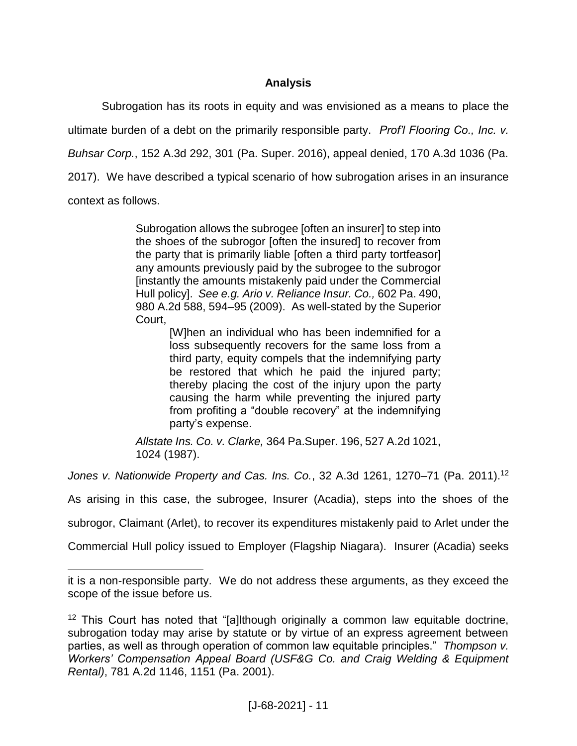## Analysis

Subrogation has its roots in equity and was envisioned as a means to place the ultimate burden of a debt on the primarily responsible party. *Prof'l Flooring Co., Inc. v. Buhsar Corp.*, 152 A.3d 292, 301 (Pa. Super. 2016), appeal denied, 170 A.3d 1036 (Pa. 2017). We have described a typical scenario of how subrogation arises in an insurance context as follows.

> Subrogation allows the subrogee [often an insurer] to step into the shoes of the subrogor [often the insured] to recover from the party that is primarily liable [often a third party tortfeasor] any amounts previously paid by the subrogee to the subrogor [instantly the amounts mistakenly paid under the Commercial Hull policy]. *See e.g. Ario v. Reliance Insur. Co.,* 602 Pa. 490, 980 A.2d 588, 594–95 (2009). As well-stated by the Superior Court,
>
> > [W]hen an individual who has been indemnified for a loss subsequently recovers for the same loss from a third party, equity compels that the indemnifying party be restored that which he paid the injured party; thereby placing the cost of the injury upon the party causing the harm while preventing the injured party from profiting a "double recovery" at the indemnifying party's expense.
>
> *Allstate Ins. Co. v. Clarke,* 364 Pa.Super. 196, 527 A.2d 1021, 1024 (1987).

*Jones v. Nationwide Property and Cas. Ins. Co.*, 32 A.3d 1261, 1270–71 (Pa. 2011).[12] As arising in this case, the subrogee, Insurer (Acadia), steps into the shoes of the subrogor, Claimant (Arlet), to recover its expenditures mistakenly paid to Arlet under the Commercial Hull policy issued to Employer (Flagship Niagara). Insurer (Acadia) seeks

---

it is a non-responsible party. We do not address these arguments, as they exceed the scope of the issue before us.

[12] This Court has noted that "[a]lthough originally a common law equitable doctrine, subrogation today may arise by statute or by virtue of an express agreement between parties, as well as through operation of common law equitable principles." *Thompson v. Workers' Compensation Appeal Board (USF&G Co. and Craig Welding & Equipment Rental)*, 781 A.2d 1146, 1151 (Pa. 2001).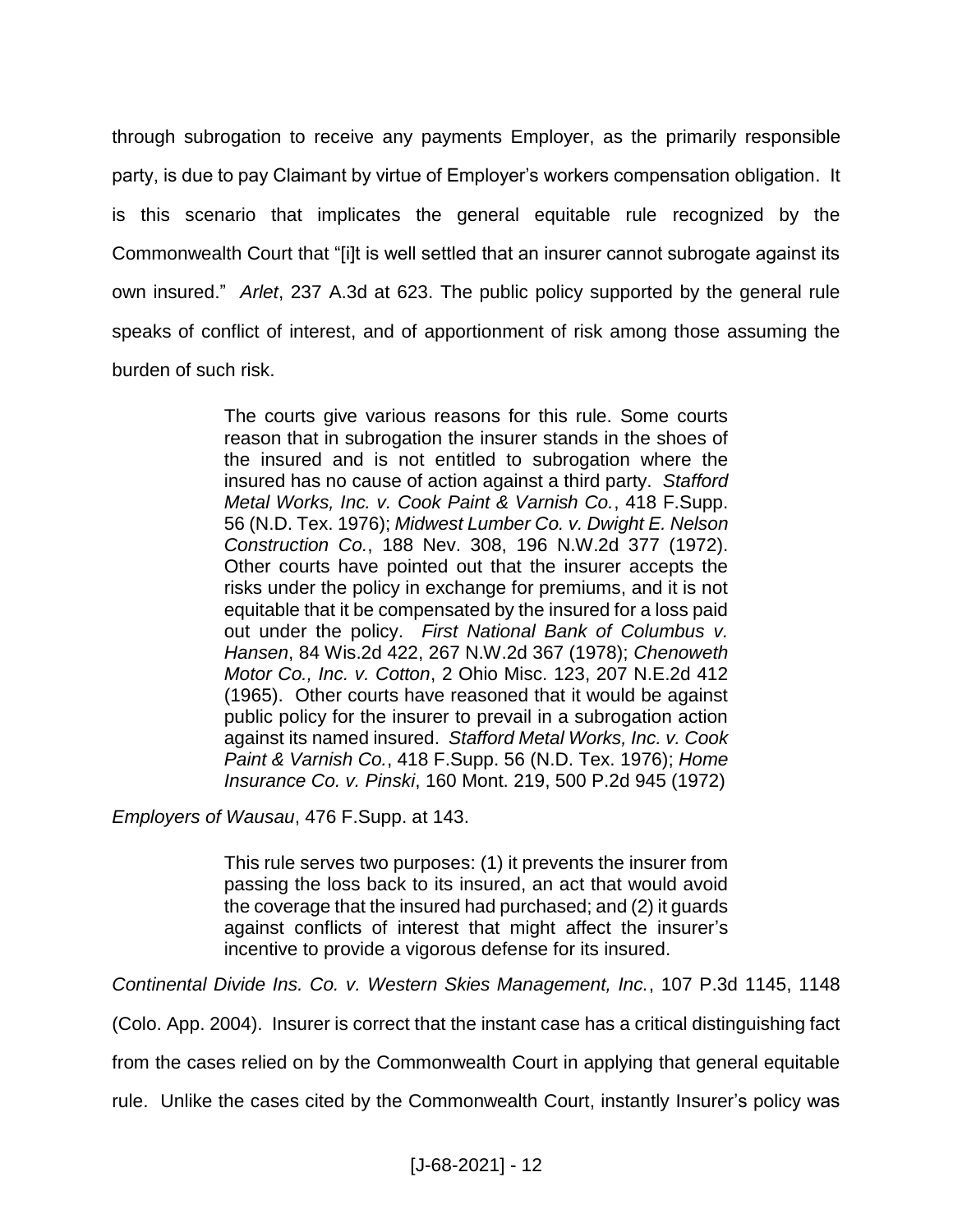through subrogation to receive any payments Employer, as the primarily responsible party, is due to pay Claimant by virtue of Employer's workers compensation obligation. It is this scenario that implicates the general equitable rule recognized by the Commonwealth Court that "[i]t is well settled that an insurer cannot subrogate against its own insured." *Arlet*, 237 A.3d at 623. The public policy supported by the general rule speaks of conflict of interest, and of apportionment of risk among those assuming the burden of such risk.

> The courts give various reasons for this rule. Some courts reason that in subrogation the insurer stands in the shoes of the insured and is not entitled to subrogation where the insured has no cause of action against a third party. *Stafford Metal Works, Inc. v. Cook Paint & Varnish Co.*, 418 F.Supp. 56 (N.D. Tex. 1976); *Midwest Lumber Co. v. Dwight E. Nelson Construction Co.*, 188 Nev. 308, 196 N.W.2d 377 (1972). Other courts have pointed out that the insurer accepts the risks under the policy in exchange for premiums, and it is not equitable that it be compensated by the insured for a loss paid out under the policy. *First National Bank of Columbus v. Hansen*, 84 Wis.2d 422, 267 N.W.2d 367 (1978); *Chenoweth Motor Co., Inc. v. Cotton*, 2 Ohio Misc. 123, 207 N.E.2d 412 (1965). Other courts have reasoned that it would be against public policy for the insurer to prevail in a subrogation action against its named insured. *Stafford Metal Works, Inc. v. Cook Paint & Varnish Co.*, 418 F.Supp. 56 (N.D. Tex. 1976); *Home Insurance Co. v. Pinski*, 160 Mont. 219, 500 P.2d 945 (1972)

*Employers of Wausau*, 476 F.Supp. at 143.

> This rule serves two purposes: (1) it prevents the insurer from passing the loss back to its insured, an act that would avoid the coverage that the insured had purchased; and (2) it guards against conflicts of interest that might affect the insurer's incentive to provide a vigorous defense for its insured.

*Continental Divide Ins. Co. v. Western Skies Management, Inc.*, 107 P.3d 1145, 1148 (Colo. App. 2004). Insurer is correct that the instant case has a critical distinguishing fact from the cases relied on by the Commonwealth Court in applying that general equitable rule. Unlike the cases cited by the Commonwealth Court, instantly Insurer's policy was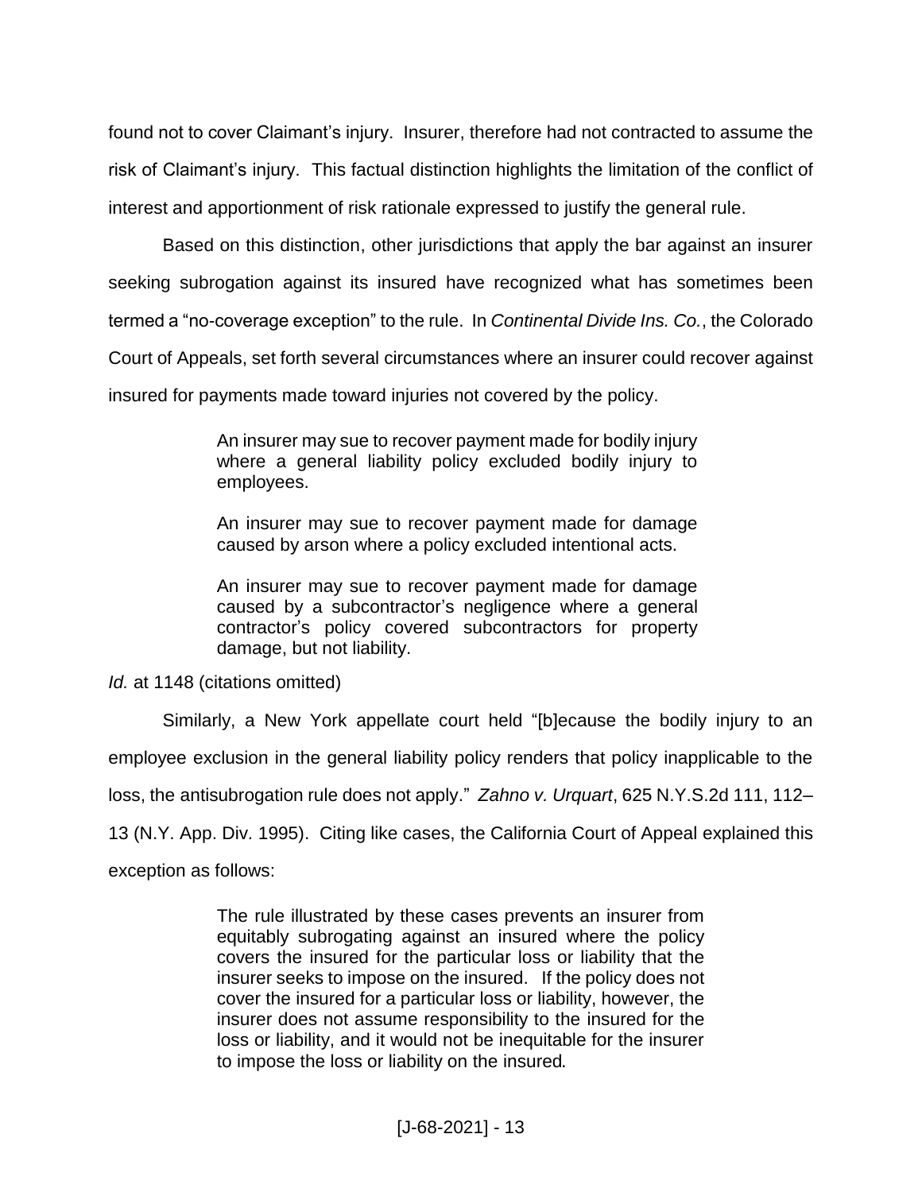found not to cover Claimant's injury. Insurer, therefore had not contracted to assume the risk of Claimant's injury. This factual distinction highlights the limitation of the conflict of interest and apportionment of risk rationale expressed to justify the general rule.

Based on this distinction, other jurisdictions that apply the bar against an insurer seeking subrogation against its insured have recognized what has sometimes been termed a "no-coverage exception" to the rule. In *Continental Divide Ins. Co.*, the Colorado Court of Appeals, set forth several circumstances where an insurer could recover against insured for payments made toward injuries not covered by the policy.

> An insurer may sue to recover payment made for bodily injury where a general liability policy excluded bodily injury to employees.
>
> An insurer may sue to recover payment made for damage caused by arson where a policy excluded intentional acts.
>
> An insurer may sue to recover payment made for damage caused by a subcontractor's negligence where a general contractor's policy covered subcontractors for property damage, but not liability.

*Id.* at 1148 (citations omitted)

Similarly, a New York appellate court held "[b]ecause the bodily injury to an employee exclusion in the general liability policy renders that policy inapplicable to the loss, the antisubrogation rule does not apply." *Zahno v. Urquart*, 625 N.Y.S.2d 111, 112–13 (N.Y. App. Div. 1995). Citing like cases, the California Court of Appeal explained this exception as follows:

> The rule illustrated by these cases prevents an insurer from equitably subrogating against an insured where the policy covers the insured for the particular loss or liability that the insurer seeks to impose on the insured. If the policy does not cover the insured for a particular loss or liability, however, the insurer does not assume responsibility to the insured for the loss or liability, and it would not be inequitable for the insurer to impose the loss or liability on the insured.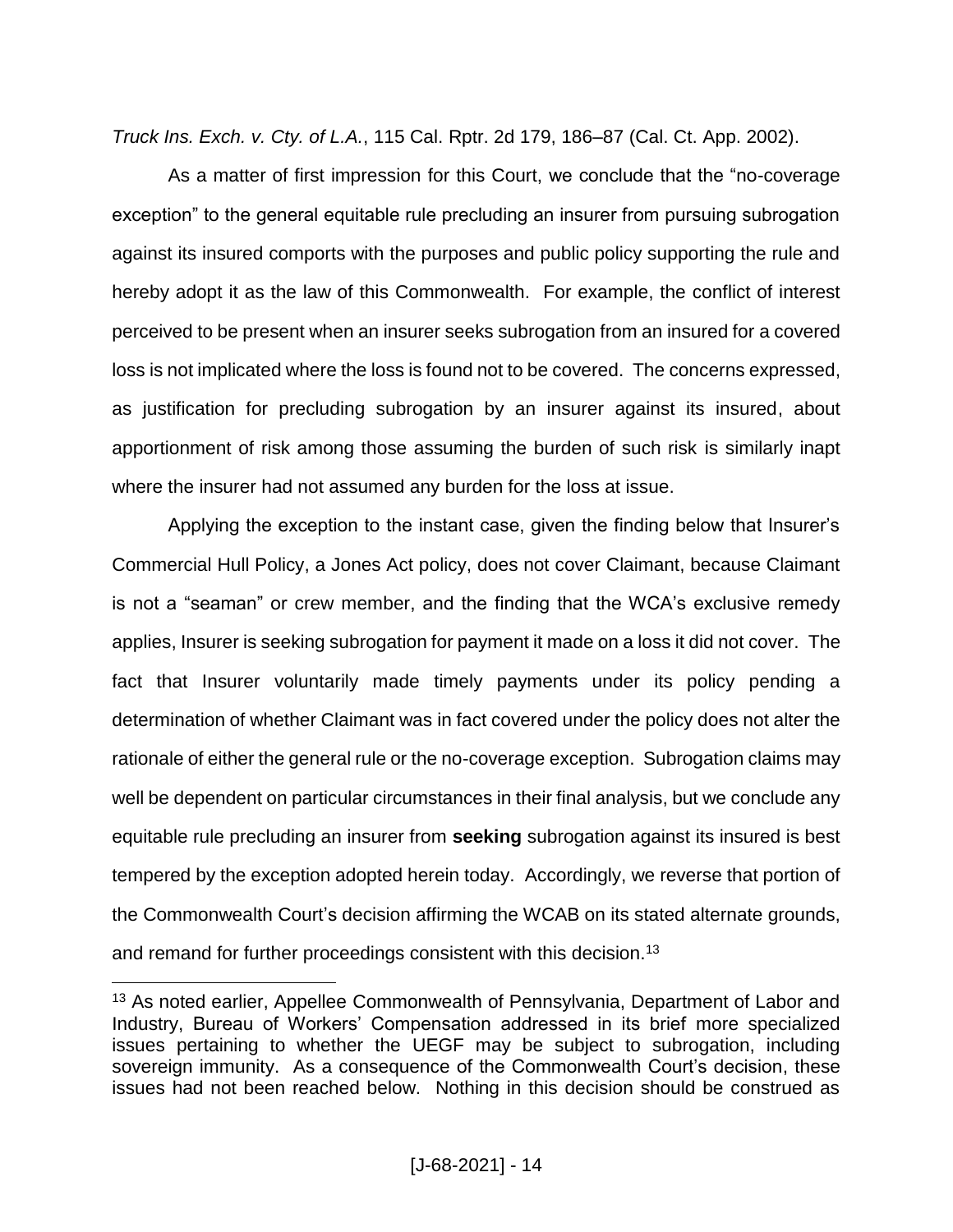*Truck Ins. Exch. v. Cty. of L.A.*, 115 Cal. Rptr. 2d 179, 186–87 (Cal. Ct. App. 2002).

As a matter of first impression for this Court, we conclude that the "no-coverage exception" to the general equitable rule precluding an insurer from pursuing subrogation against its insured comports with the purposes and public policy supporting the rule and hereby adopt it as the law of this Commonwealth. For example, the conflict of interest perceived to be present when an insurer seeks subrogation from an insured for a covered loss is not implicated where the loss is found not to be covered. The concerns expressed, as justification for precluding subrogation by an insurer against its insured, about apportionment of risk among those assuming the burden of such risk is similarly inapt where the insurer had not assumed any burden for the loss at issue.

Applying the exception to the instant case, given the finding below that Insurer's Commercial Hull Policy, a Jones Act policy, does not cover Claimant, because Claimant is not a "seaman" or crew member, and the finding that the WCA's exclusive remedy applies, Insurer is seeking subrogation for payment it made on a loss it did not cover. The fact that Insurer voluntarily made timely payments under its policy pending a determination of whether Claimant was in fact covered under the policy does not alter the rationale of either the general rule or the no-coverage exception. Subrogation claims may well be dependent on particular circumstances in their final analysis, but we conclude any equitable rule precluding an insurer from **seeking** subrogation against its insured is best tempered by the exception adopted herein today. Accordingly, we reverse that portion of the Commonwealth Court's decision affirming the WCAB on its stated alternate grounds, and remand for further proceedings consistent with this decision.[13]

---

[13] As noted earlier, Appellee Commonwealth of Pennsylvania, Department of Labor and Industry, Bureau of Workers' Compensation addressed in its brief more specialized issues pertaining to whether the UEGF may be subject to subrogation, including sovereign immunity. As a consequence of the Commonwealth Court's decision, these issues had not been reached below. Nothing in this decision should be construed as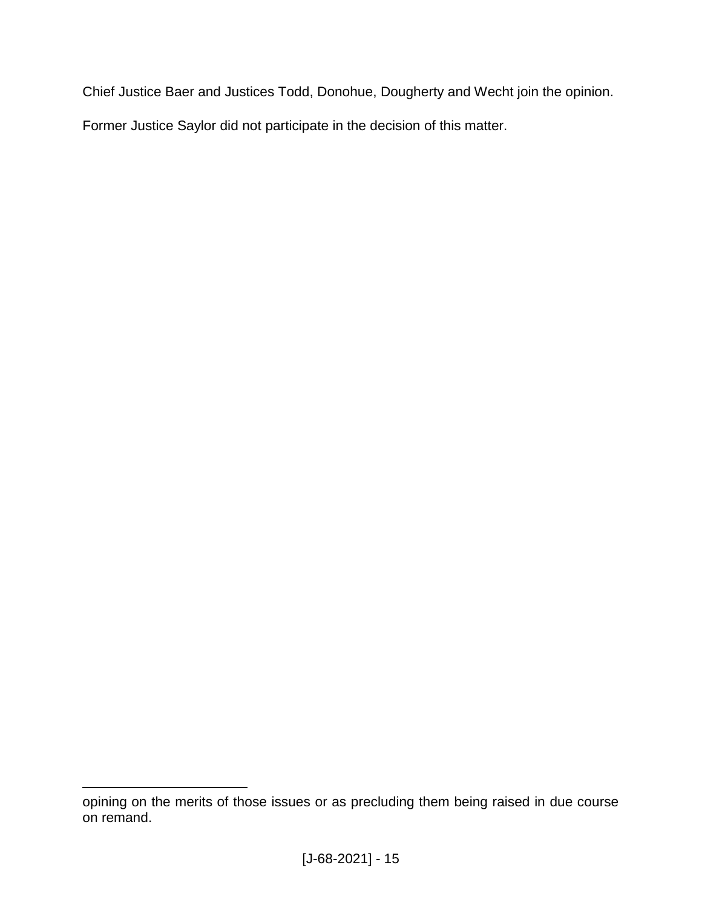Chief Justice Baer and Justices Todd, Donohue, Dougherty and Wecht join the opinion.

Former Justice Saylor did not participate in the decision of this matter.

---

opining on the merits of those issues or as precluding them being raised in due course on remand.